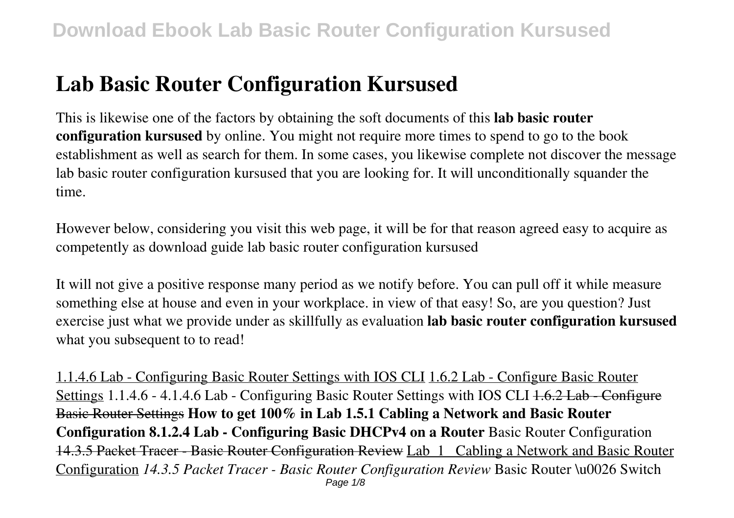# Lab Basic Router Configuration Kursused

This is likewise one of the factors by obtaining the soft documents of this **lab basic router configuration kursused** by online. You might not require more times to spend to go to the book establishment as well as search for them. In some cases, you likewise complete not discover the message lab basic router configuration kursused that you are looking for. It will unconditionally squander the time.

However below, considering you visit this web page, it will be for that reason agreed easy to acquire as competently as download guide lab basic router configuration kursused

It will not give a positive response many period as we notify before. You can pull off it while measure something else at house and even in your workplace. in view of that easy! So, are you question? Just exercise just what we provide under as skillfully as evaluation **lab basic router configuration kursused** what you subsequent to to read!

1.1.4.6 Lab - Configuring Basic Router Settings with IOS CLI 1.6.2 Lab - Configure Basic Router Settings 1.1.4.6 - 4.1.4.6 Lab - Configuring Basic Router Settings with IOS CLI ~~1.6.2 Lab - Configure Basic Router Settings~~ **How to get 100% in Lab 1.5.1 Cabling a Network and Basic Router Configuration 8.1.2.4 Lab - Configuring Basic DHCPv4 on a Router** Basic Router Configuration ~~14.3.5 Packet Tracer - Basic Router Configuration Review~~ Lab 1 Cabling a Network and Basic Router Configuration *14.3.5 Packet Tracer - Basic Router Configuration Review* Basic Router \u0026 Switch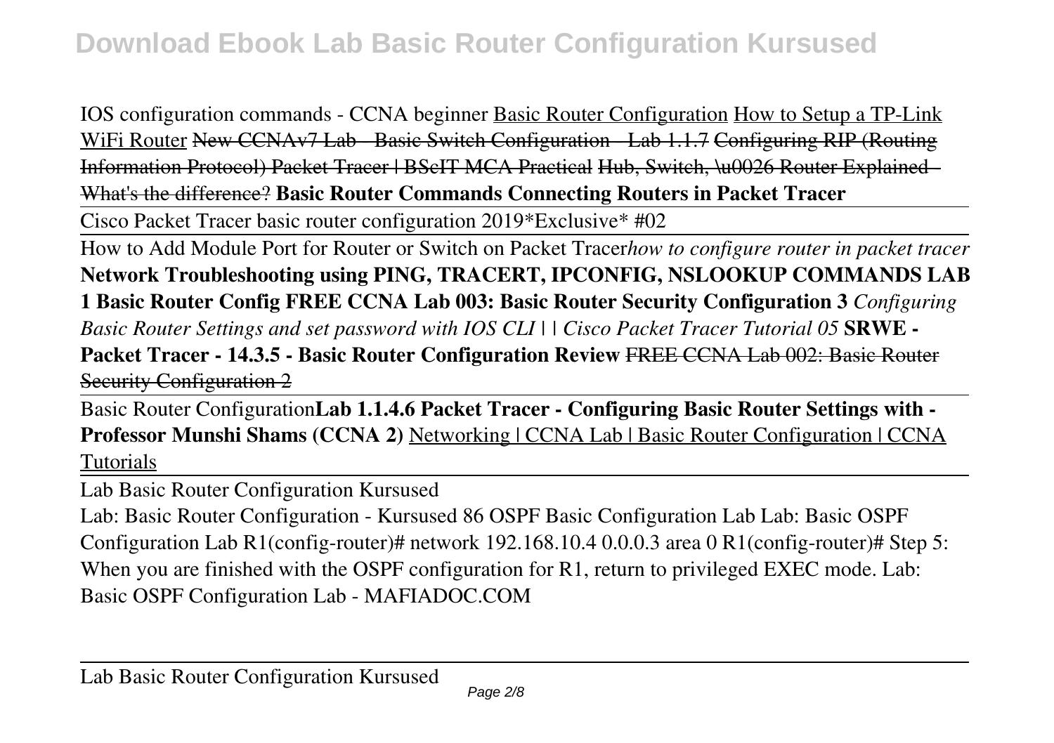IOS configuration commands - CCNA beginner Basic Router Configuration How to Setup a TP-Link WiFi Router ~~New CCNAv7 Lab - Basic Switch Configuration - Lab 1.1.7 Configuring RIP (Routing Information Protocol) Packet Tracer | BScIT MCA Practical Hub, Switch, \u0026 Router Explained - What's the difference?~~ **Basic Router Commands Connecting Routers in Packet Tracer**

Cisco Packet Tracer basic router configuration 2019*Exclusive* #02

How to Add Module Port for Router or Switch on Packet Tracer*how to configure router in packet tracer* **Network Troubleshooting using PING, TRACERT, IPCONFIG, NSLOOKUP COMMANDS LAB 1 Basic Router Config FREE CCNA Lab 003: Basic Router Security Configuration 3** *Configuring Basic Router Settings and set password with IOS CLI | | Cisco Packet Tracer Tutorial 05* **SRWE - Packet Tracer - 14.3.5 - Basic Router Configuration Review** ~~FREE CCNA Lab 002: Basic Router Security Configuration 2~~

Basic Router Configuration**Lab 1.1.4.6 Packet Tracer - Configuring Basic Router Settings with - Professor Munshi Shams (CCNA 2)** Networking | CCNA Lab | Basic Router Configuration | CCNA Tutorials

Lab Basic Router Configuration Kursused

Lab: Basic Router Configuration - Kursused 86 OSPF Basic Configuration Lab Lab: Basic OSPF Configuration Lab R1(config-router)# network 192.168.10.4 0.0.0.3 area 0 R1(config-router)# Step 5: When you are finished with the OSPF configuration for R1, return to privileged EXEC mode. Lab: Basic OSPF Configuration Lab - MAFIADOC.COM

Lab Basic Router Configuration Kursused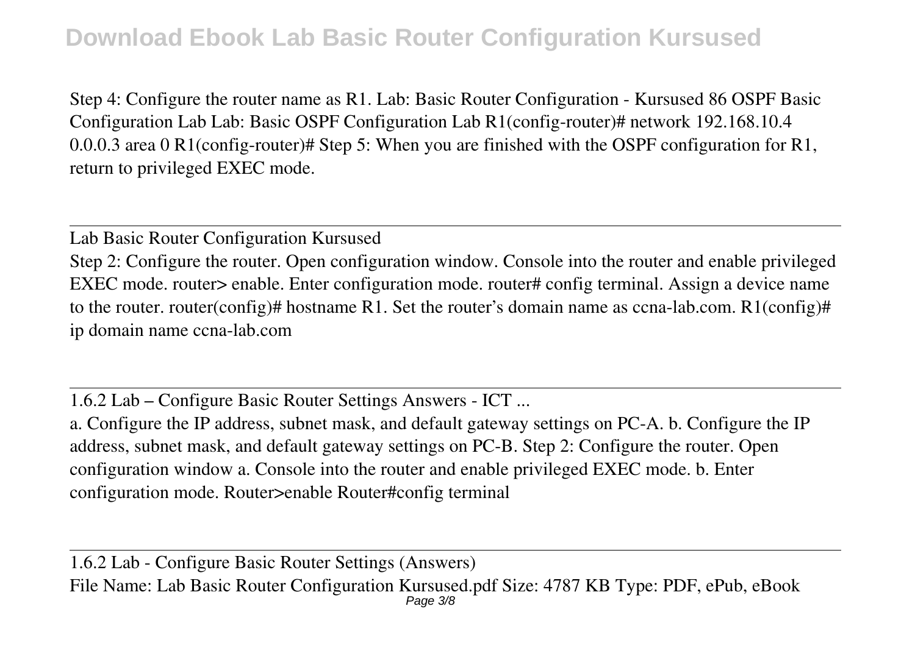Step 4: Configure the router name as R1. Lab: Basic Router Configuration - Kursused 86 OSPF Basic Configuration Lab Lab: Basic OSPF Configuration Lab R1(config-router)# network 192.168.10.4 0.0.0.3 area 0 R1(config-router)# Step 5: When you are finished with the OSPF configuration for R1, return to privileged EXEC mode.

## Lab Basic Router Configuration Kursused

Step 2: Configure the router. Open configuration window. Console into the router and enable privileged EXEC mode. router> enable. Enter configuration mode. router# config terminal. Assign a device name to the router. router(config)# hostname R1. Set the router's domain name as ccna-lab.com. R1(config)# ip domain name ccna-lab.com

## 1.6.2 Lab – Configure Basic Router Settings Answers - ICT ...

a. Configure the IP address, subnet mask, and default gateway settings on PC-A. b. Configure the IP address, subnet mask, and default gateway settings on PC-B. Step 2: Configure the router. Open configuration window a. Console into the router and enable privileged EXEC mode. b. Enter configuration mode. Router>enable Router#config terminal

## 1.6.2 Lab - Configure Basic Router Settings (Answers)

File Name: Lab Basic Router Configuration Kursused.pdf Size: 4787 KB Type: PDF, ePub, eBook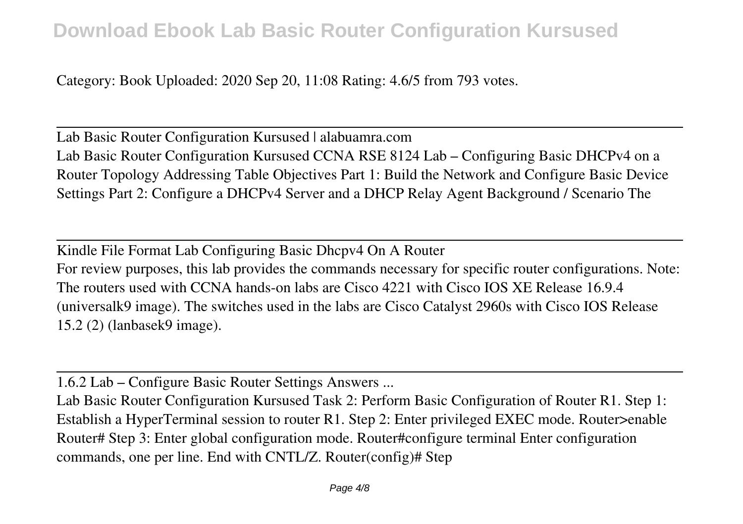Category: Book Uploaded: 2020 Sep 20, 11:08 Rating: 4.6/5 from 793 votes.

Lab Basic Router Configuration Kursused | alabuamra.com

Lab Basic Router Configuration Kursused CCNA RSE 8124 Lab – Configuring Basic DHCPv4 on a Router Topology Addressing Table Objectives Part 1: Build the Network and Configure Basic Device Settings Part 2: Configure a DHCPv4 Server and a DHCP Relay Agent Background / Scenario The

Kindle File Format Lab Configuring Basic Dhcpv4 On A Router

For review purposes, this lab provides the commands necessary for specific router configurations. Note: The routers used with CCNA hands-on labs are Cisco 4221 with Cisco IOS XE Release 16.9.4 (universalk9 image). The switches used in the labs are Cisco Catalyst 2960s with Cisco IOS Release 15.2 (2) (lanbasek9 image).

1.6.2 Lab – Configure Basic Router Settings Answers ...

Lab Basic Router Configuration Kursused Task 2: Perform Basic Configuration of Router R1. Step 1: Establish a HyperTerminal session to router R1. Step 2: Enter privileged EXEC mode. Router>enable Router# Step 3: Enter global configuration mode. Router#configure terminal Enter configuration commands, one per line. End with CNTL/Z. Router(config)# Step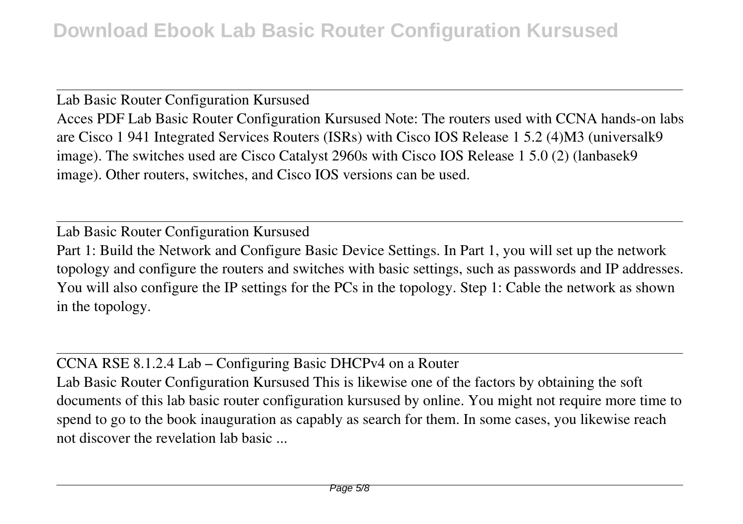Lab Basic Router Configuration Kursused

Acces PDF Lab Basic Router Configuration Kursused Note: The routers used with CCNA hands-on labs are Cisco 1 941 Integrated Services Routers (ISRs) with Cisco IOS Release 1 5.2 (4)M3 (universalk9 image). The switches used are Cisco Catalyst 2960s with Cisco IOS Release 1 5.0 (2) (lanbasek9 image). Other routers, switches, and Cisco IOS versions can be used.

Lab Basic Router Configuration Kursused

Part 1: Build the Network and Configure Basic Device Settings. In Part 1, you will set up the network topology and configure the routers and switches with basic settings, such as passwords and IP addresses. You will also configure the IP settings for the PCs in the topology. Step 1: Cable the network as shown in the topology.

CCNA RSE 8.1.2.4 Lab – Configuring Basic DHCPv4 on a Router

Lab Basic Router Configuration Kursused This is likewise one of the factors by obtaining the soft documents of this lab basic router configuration kursused by online. You might not require more time to spend to go to the book inauguration as capably as search for them. In some cases, you likewise reach not discover the revelation lab basic ...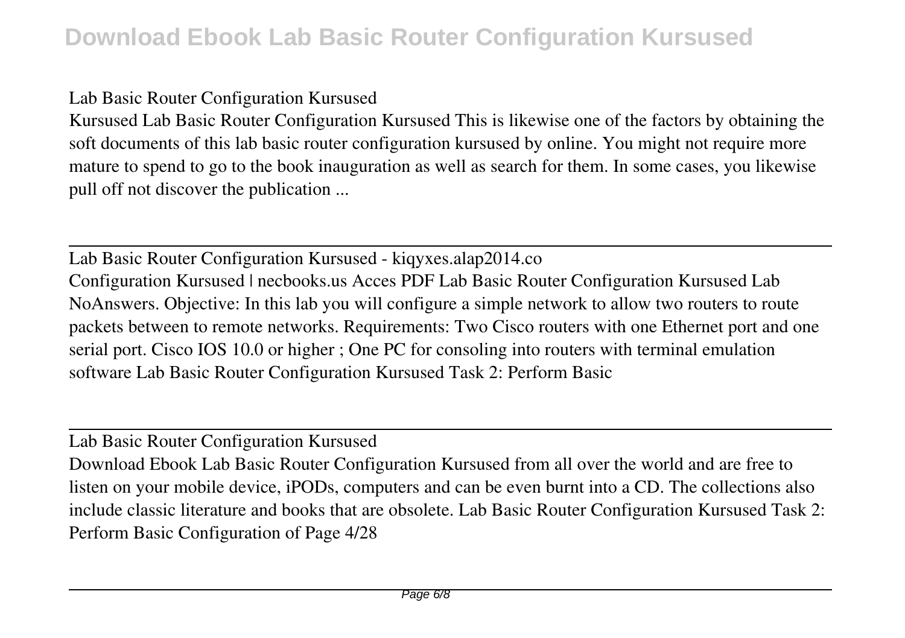## Lab Basic Router Configuration Kursused

Kursused Lab Basic Router Configuration Kursused This is likewise one of the factors by obtaining the soft documents of this lab basic router configuration kursused by online. You might not require more mature to spend to go to the book inauguration as well as search for them. In some cases, you likewise pull off not discover the publication ...

## Lab Basic Router Configuration Kursused - kiqyxes.alap2014.co

Configuration Kursused | necbooks.us Acces PDF Lab Basic Router Configuration Kursused Lab NoAnswers. Objective: In this lab you will configure a simple network to allow two routers to route packets between to remote networks. Requirements: Two Cisco routers with one Ethernet port and one serial port. Cisco IOS 10.0 or higher ; One PC for consoling into routers with terminal emulation software Lab Basic Router Configuration Kursused Task 2: Perform Basic

## Lab Basic Router Configuration Kursused

Download Ebook Lab Basic Router Configuration Kursused from all over the world and are free to listen on your mobile device, iPODs, computers and can be even burnt into a CD. The collections also include classic literature and books that are obsolete. Lab Basic Router Configuration Kursused Task 2: Perform Basic Configuration of Page 4/28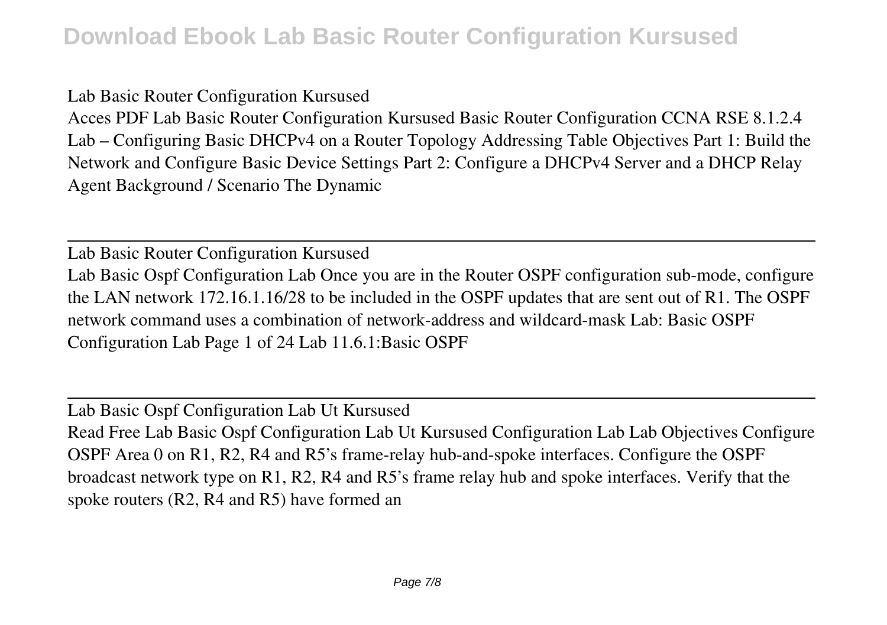Lab Basic Router Configuration Kursused

Acces PDF Lab Basic Router Configuration Kursused Basic Router Configuration CCNA RSE 8.1.2.4 Lab – Configuring Basic DHCPv4 on a Router Topology Addressing Table Objectives Part 1: Build the Network and Configure Basic Device Settings Part 2: Configure a DHCPv4 Server and a DHCP Relay Agent Background / Scenario The Dynamic

---

Lab Basic Router Configuration Kursused

Lab Basic Ospf Configuration Lab Once you are in the Router OSPF configuration sub-mode, configure the LAN network 172.16.1.16/28 to be included in the OSPF updates that are sent out of R1. The OSPF network command uses a combination of network-address and wildcard-mask Lab: Basic OSPF Configuration Lab Page 1 of 24 Lab 11.6.1:Basic OSPF

---

Lab Basic Ospf Configuration Lab Ut Kursused

Read Free Lab Basic Ospf Configuration Lab Ut Kursused Configuration Lab Lab Objectives Configure OSPF Area 0 on R1, R2, R4 and R5's frame-relay hub-and-spoke interfaces. Configure the OSPF broadcast network type on R1, R2, R4 and R5's frame relay hub and spoke interfaces. Verify that the spoke routers (R2, R4 and R5) have formed an

---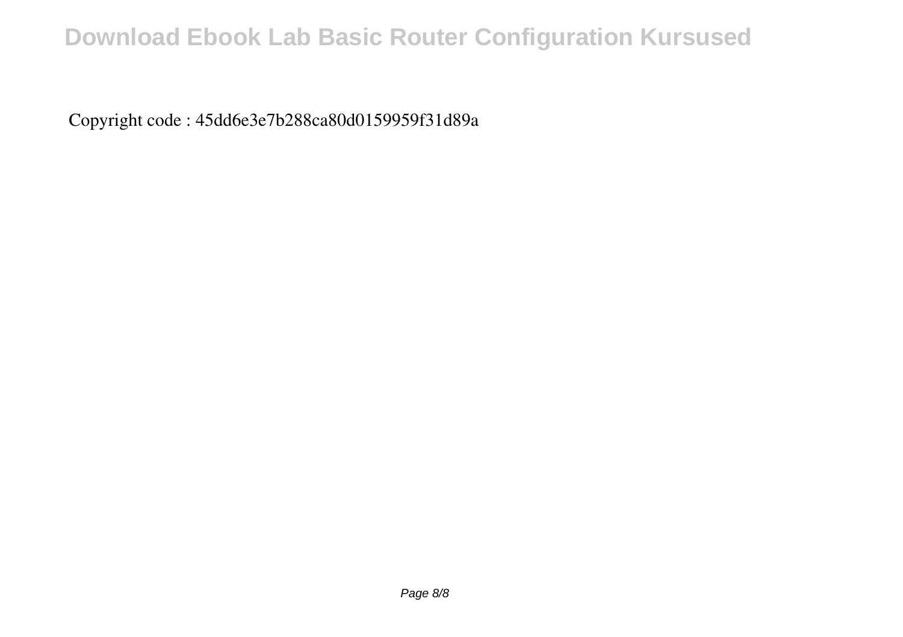Copyright code : 45dd6e3e7b288ca80d0159959f31d89a